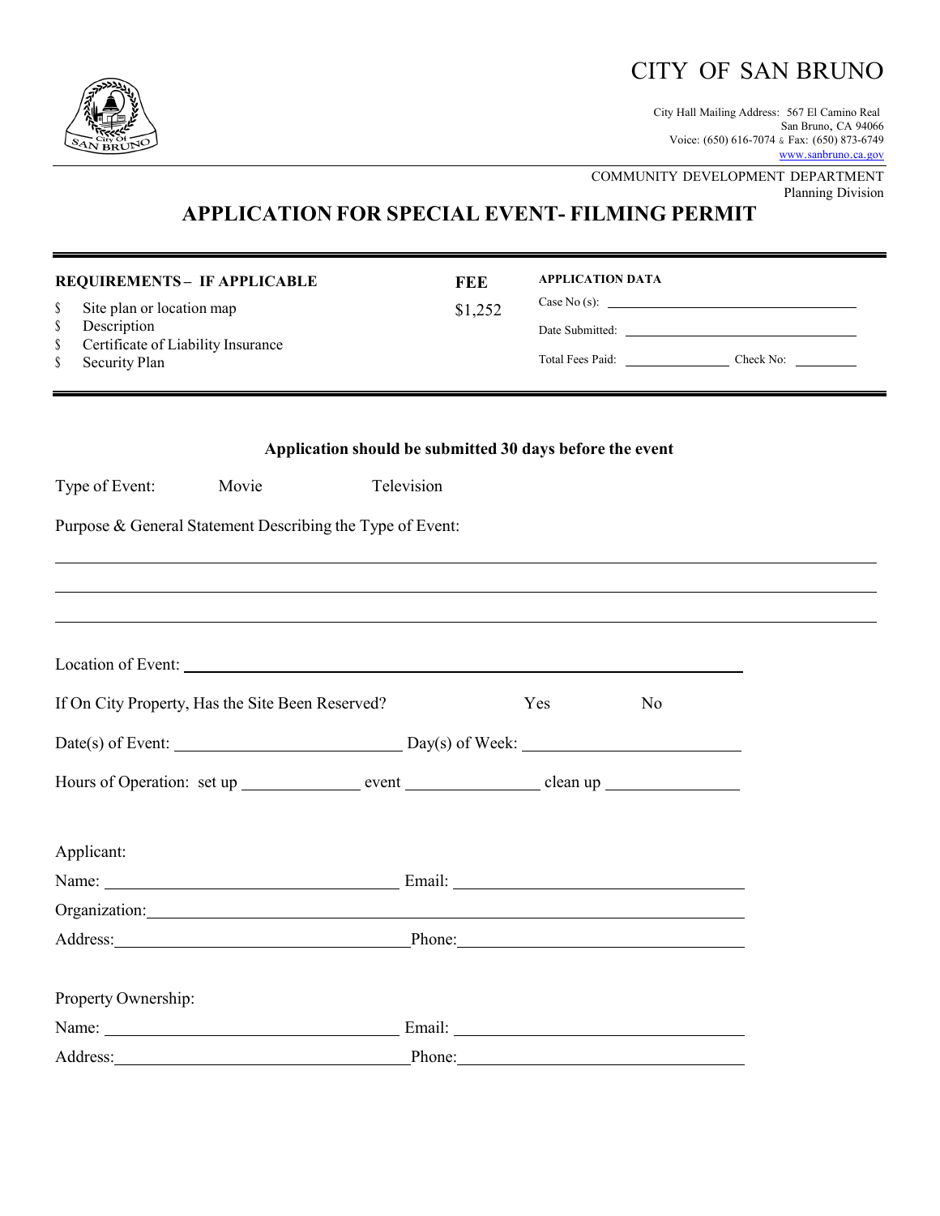# CITY OF SAN BRUNO

City Hall Mailing Address: 567 El Camino Real
San Bruno, CA 94066
Voice: (650) 616-7074 & Fax: (650) 873-6749
www.sanbruno.ca.gov

COMMUNITY DEVELOPMENT DEPARTMENT
Planning Division

## APPLICATION FOR SPECIAL EVENT- FILMING PERMIT

**REQUIREMENTS – IF APPLICABLE**

$ Site plan or location map
$ Description
$ Certificate of Liability Insurance
$ Security Plan

**FEE**

$1,252

**APPLICATION DATA**

Case No (s): ____________________

Date Submitted: ____________________

Total Fees Paid: ____________ Check No: ________

**Application should be submitted 30 days before the event**

Type of Event: Movie Television

Purpose & General Statement Describing the Type of Event:

________________________________________________________________

________________________________________________________________

________________________________________________________________

Location of Event: ____________________________________________

If On City Property, Has the Site Been Reserved? Yes No

Date(s) of Event: ____________________ Day(s) of Week: ____________________

Hours of Operation: set up ____________ event ____________ clean up ____________

Applicant:

Name: ____________________ Email: ____________________

Organization: ____________________________________________

Address: ____________________ Phone: ____________________

Property Ownership:

Name: ____________________ Email: ____________________

Address: ____________________ Phone: ____________________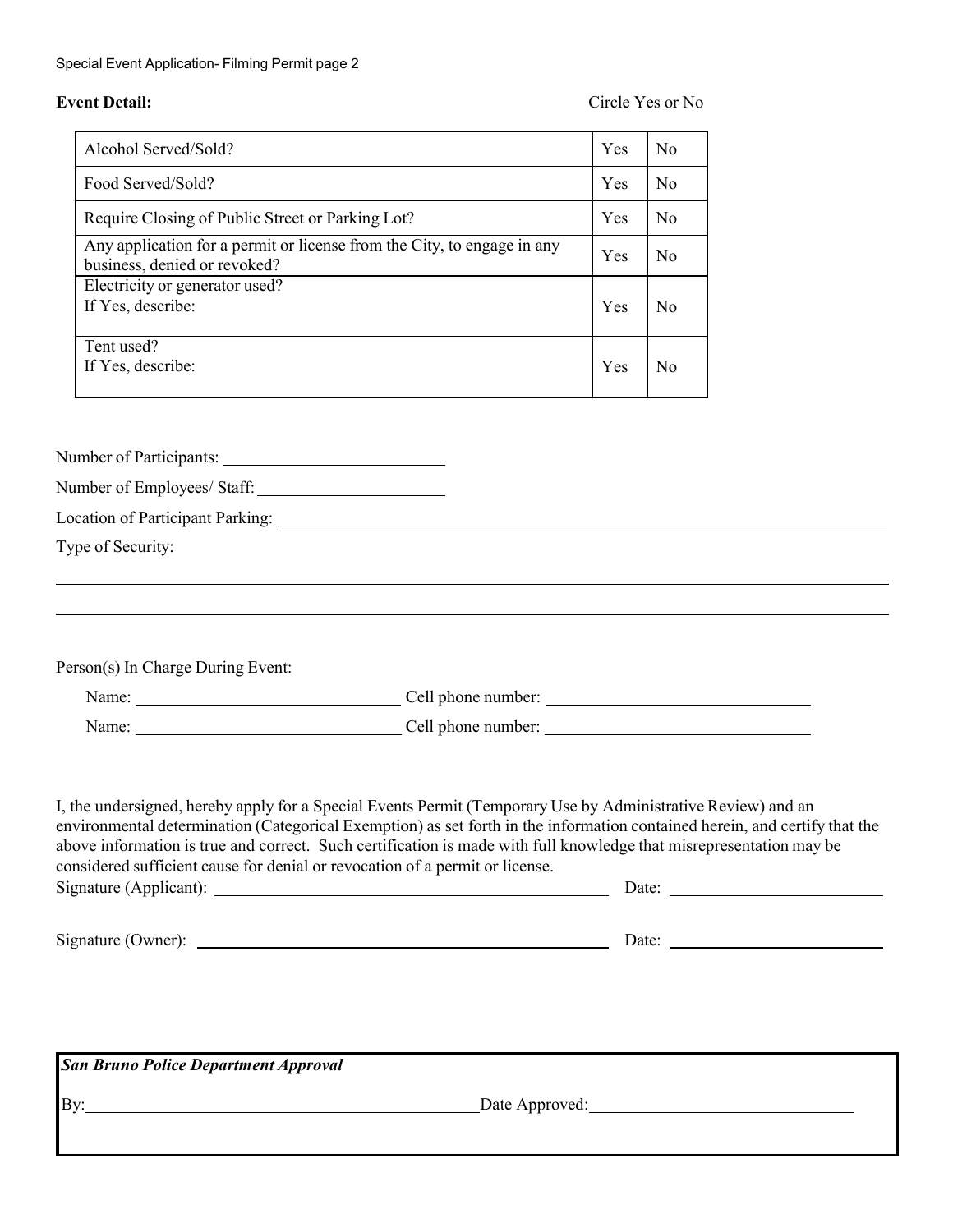**Event Detail:** Circle Yes or No

| | | |
|---|---|---|
| Alcohol Served/Sold? | Yes | No |
| Food Served/Sold? | Yes | No |
| Require Closing of Public Street or Parking Lot? | Yes | No |
| Any application for a permit or license from the City, to engage in any business, denied or revoked? | Yes | No |
| Electricity or generator used?<br>If Yes, describe: | Yes | No |
| Tent used?<br>If Yes, describe: | Yes | No |

Number of Participants: ___________________________

Number of Employees/ Staff: ______________________

Location of Participant Parking: ___________________________________________________________________

Type of Security:

_____________________________________________________________________________________

_____________________________________________________________________________________

Person(s) In Charge During Event:

Name: ________________________________ Cell phone number: ________________________________

Name: ________________________________ Cell phone number: ________________________________

I, the undersigned, hereby apply for a Special Events Permit (Temporary Use by Administrative Review) and an environmental determination (Categorical Exemption) as set forth in the information contained herein, and certify that the above information is true and correct. Such certification is made with full knowledge that misrepresentation may be considered sufficient cause for denial or revocation of a permit or license.

Signature (Applicant): _______________________________________________ Date: _________________________

Signature (Owner): _________________________________________________ Date: _________________________

***San Bruno Police Department Approval***

By: _______________________________________________ Date Approved: _______________________________